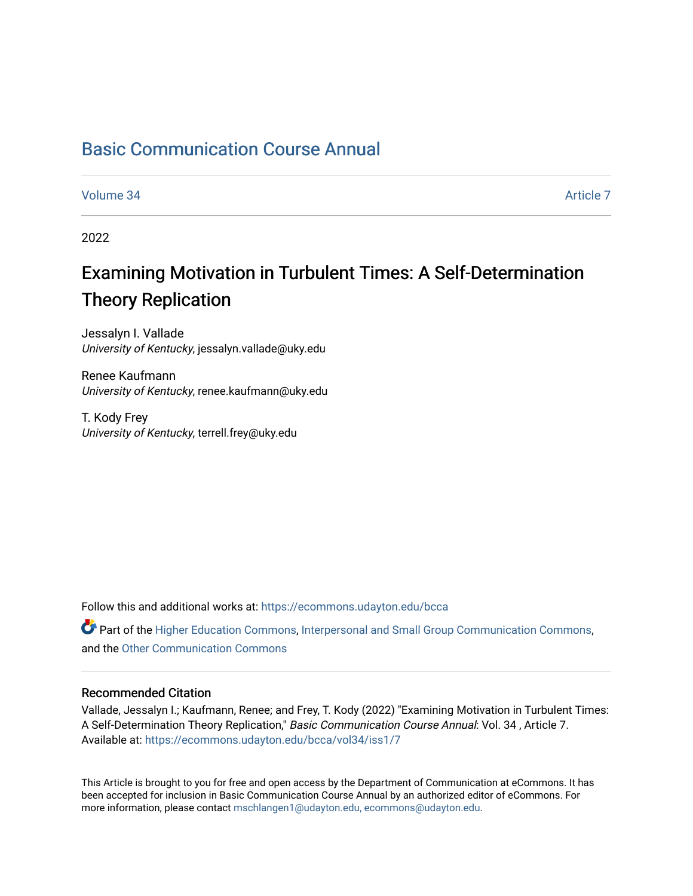# Basic Communication Course Annual

Volume 34 | Article 7

2022

## Examining Motivation in Turbulent Times: A Self-Determination Theory Replication

Jessalyn I. Vallade
*University of Kentucky*, jessalyn.vallade@uky.edu

Renee Kaufmann
*University of Kentucky*, renee.kaufmann@uky.edu

T. Kody Frey
*University of Kentucky*, terrell.frey@uky.edu

Follow this and additional works at: https://ecommons.udayton.edu/bcca

Part of the Higher Education Commons, Interpersonal and Small Group Communication Commons, and the Other Communication Commons

### Recommended Citation

Vallade, Jessalyn I.; Kaufmann, Renee; and Frey, T. Kody (2022) "Examining Motivation in Turbulent Times: A Self-Determination Theory Replication," *Basic Communication Course Annual*: Vol. 34 , Article 7. Available at: https://ecommons.udayton.edu/bcca/vol34/iss1/7

This Article is brought to you for free and open access by the Department of Communication at eCommons. It has been accepted for inclusion in Basic Communication Course Annual by an authorized editor of eCommons. For more information, please contact mschlangen1@udayton.edu, ecommons@udayton.edu.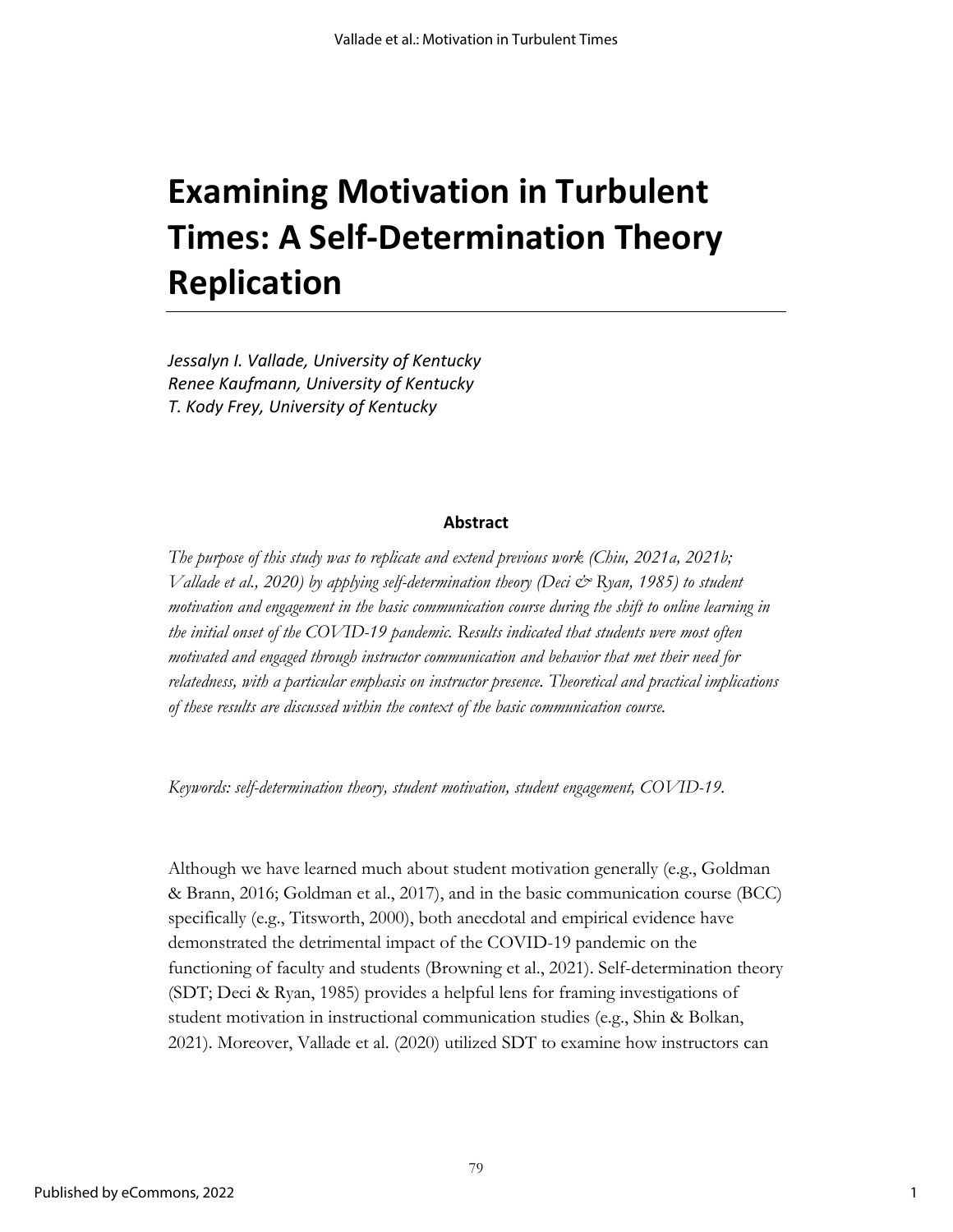# Examining Motivation in Turbulent Times: A Self-Determination Theory Replication

*Jessalyn I. Vallade, University of Kentucky*
*Renee Kaufmann, University of Kentucky*
*T. Kody Frey, University of Kentucky*

## Abstract

*The purpose of this study was to replicate and extend previous work (Chiu, 2021a, 2021b; Vallade et al., 2020) by applying self-determination theory (Deci & Ryan, 1985) to student motivation and engagement in the basic communication course during the shift to online learning in the initial onset of the COVID-19 pandemic. Results indicated that students were most often motivated and engaged through instructor communication and behavior that met their need for relatedness, with a particular emphasis on instructor presence. Theoretical and practical implications of these results are discussed within the context of the basic communication course.*

*Keywords: self-determination theory, student motivation, student engagement, COVID-19.*

Although we have learned much about student motivation generally (e.g., Goldman & Brann, 2016; Goldman et al., 2017), and in the basic communication course (BCC) specifically (e.g., Titsworth, 2000), both anecdotal and empirical evidence have demonstrated the detrimental impact of the COVID-19 pandemic on the functioning of faculty and students (Browning et al., 2021). Self-determination theory (SDT; Deci & Ryan, 1985) provides a helpful lens for framing investigations of student motivation in instructional communication studies (e.g., Shin & Bolkan, 2021). Moreover, Vallade et al. (2020) utilized SDT to examine how instructors can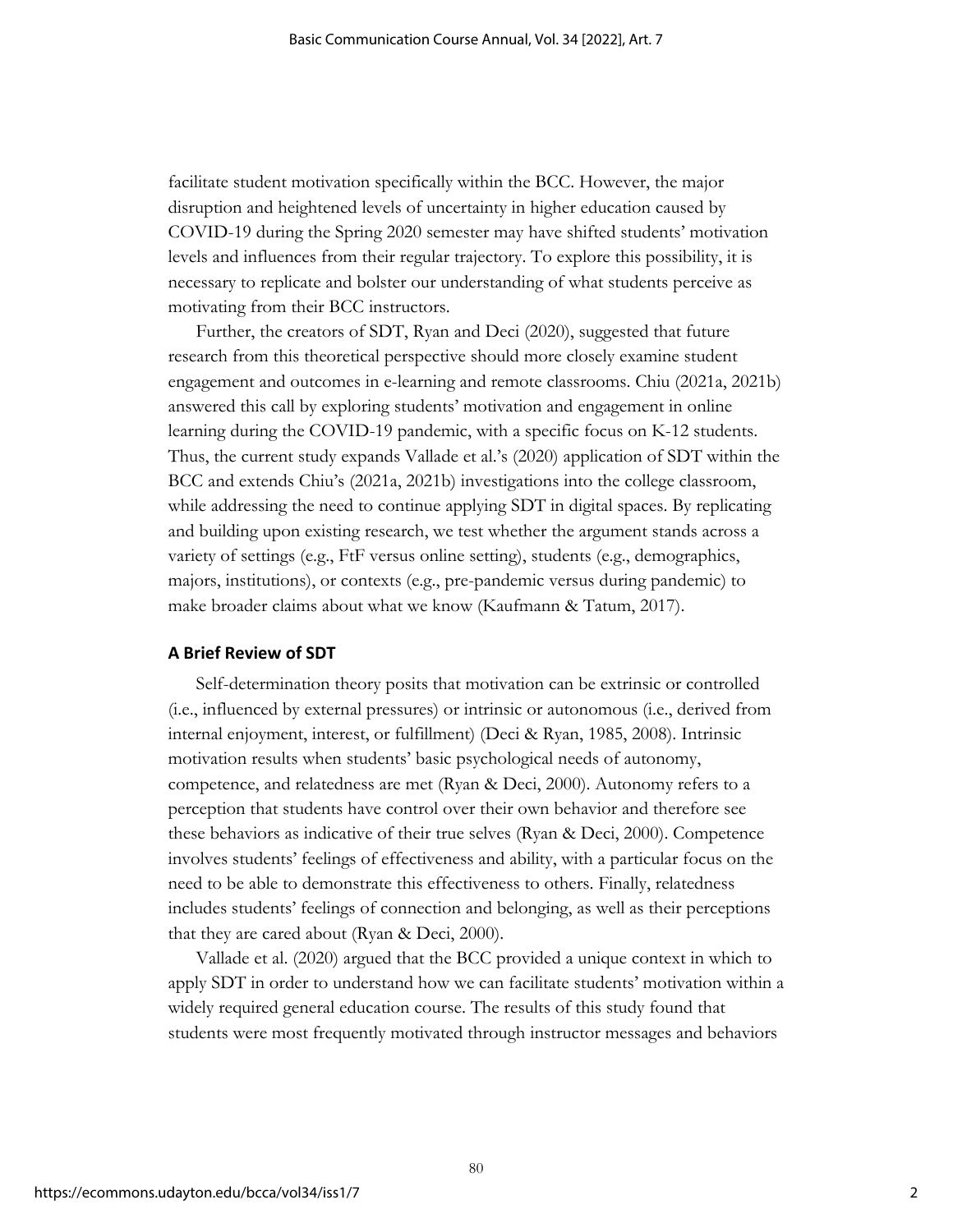facilitate student motivation specifically within the BCC. However, the major disruption and heightened levels of uncertainty in higher education caused by COVID-19 during the Spring 2020 semester may have shifted students' motivation levels and influences from their regular trajectory. To explore this possibility, it is necessary to replicate and bolster our understanding of what students perceive as motivating from their BCC instructors.

Further, the creators of SDT, Ryan and Deci (2020), suggested that future research from this theoretical perspective should more closely examine student engagement and outcomes in e-learning and remote classrooms. Chiu (2021a, 2021b) answered this call by exploring students' motivation and engagement in online learning during the COVID-19 pandemic, with a specific focus on K-12 students. Thus, the current study expands Vallade et al.'s (2020) application of SDT within the BCC and extends Chiu's (2021a, 2021b) investigations into the college classroom, while addressing the need to continue applying SDT in digital spaces. By replicating and building upon existing research, we test whether the argument stands across a variety of settings (e.g., FtF versus online setting), students (e.g., demographics, majors, institutions), or contexts (e.g., pre-pandemic versus during pandemic) to make broader claims about what we know (Kaufmann & Tatum, 2017).

### A Brief Review of SDT

Self-determination theory posits that motivation can be extrinsic or controlled (i.e., influenced by external pressures) or intrinsic or autonomous (i.e., derived from internal enjoyment, interest, or fulfillment) (Deci & Ryan, 1985, 2008). Intrinsic motivation results when students' basic psychological needs of autonomy, competence, and relatedness are met (Ryan & Deci, 2000). Autonomy refers to a perception that students have control over their own behavior and therefore see these behaviors as indicative of their true selves (Ryan & Deci, 2000). Competence involves students' feelings of effectiveness and ability, with a particular focus on the need to be able to demonstrate this effectiveness to others. Finally, relatedness includes students' feelings of connection and belonging, as well as their perceptions that they are cared about (Ryan & Deci, 2000).

Vallade et al. (2020) argued that the BCC provided a unique context in which to apply SDT in order to understand how we can facilitate students' motivation within a widely required general education course. The results of this study found that students were most frequently motivated through instructor messages and behaviors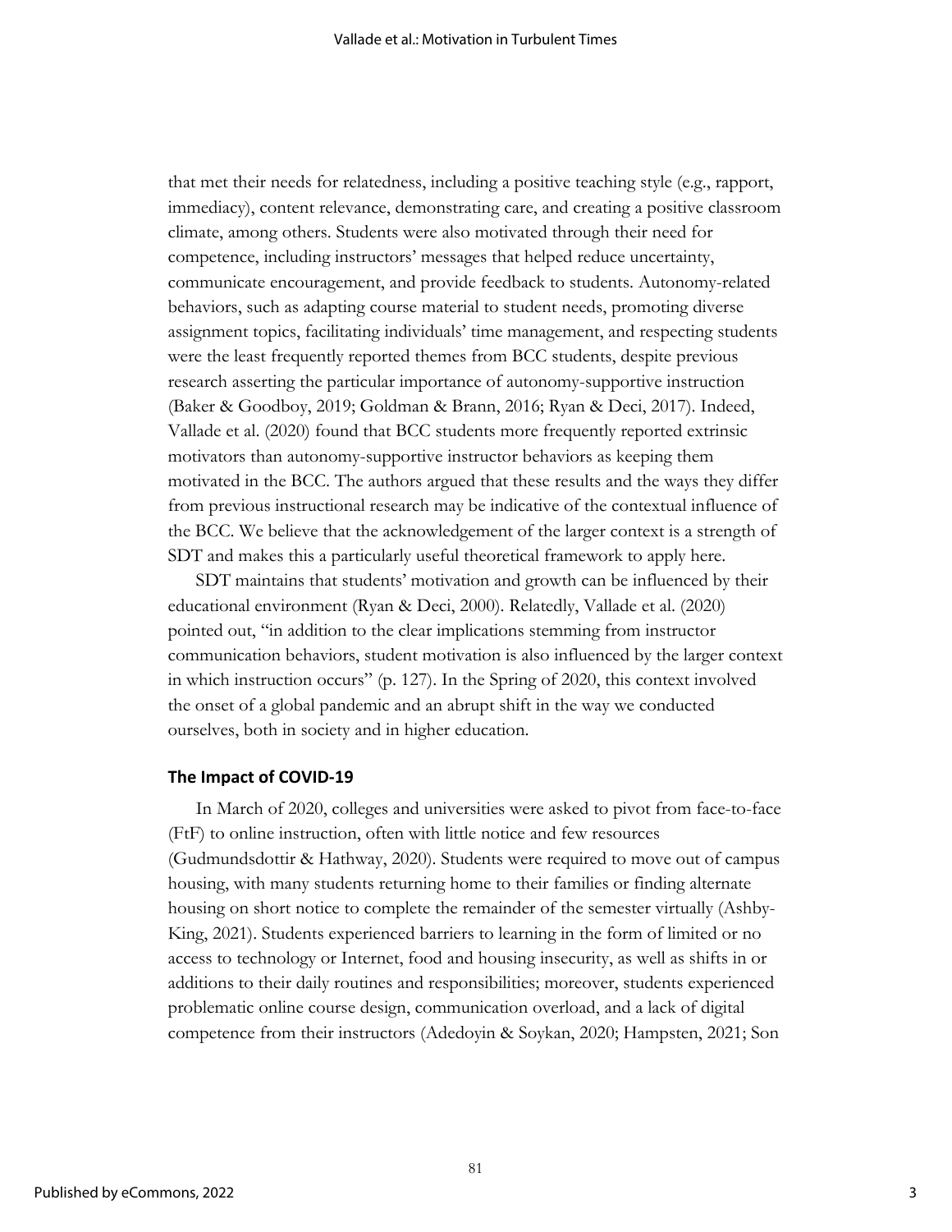that met their needs for relatedness, including a positive teaching style (e.g., rapport, immediacy), content relevance, demonstrating care, and creating a positive classroom climate, among others. Students were also motivated through their need for competence, including instructors' messages that helped reduce uncertainty, communicate encouragement, and provide feedback to students. Autonomy-related behaviors, such as adapting course material to student needs, promoting diverse assignment topics, facilitating individuals' time management, and respecting students were the least frequently reported themes from BCC students, despite previous research asserting the particular importance of autonomy-supportive instruction (Baker & Goodboy, 2019; Goldman & Brann, 2016; Ryan & Deci, 2017). Indeed, Vallade et al. (2020) found that BCC students more frequently reported extrinsic motivators than autonomy-supportive instructor behaviors as keeping them motivated in the BCC. The authors argued that these results and the ways they differ from previous instructional research may be indicative of the contextual influence of the BCC. We believe that the acknowledgement of the larger context is a strength of SDT and makes this a particularly useful theoretical framework to apply here.

SDT maintains that students' motivation and growth can be influenced by their educational environment (Ryan & Deci, 2000). Relatedly, Vallade et al. (2020) pointed out, "in addition to the clear implications stemming from instructor communication behaviors, student motivation is also influenced by the larger context in which instruction occurs" (p. 127). In the Spring of 2020, this context involved the onset of a global pandemic and an abrupt shift in the way we conducted ourselves, both in society and in higher education.

## The Impact of COVID-19

In March of 2020, colleges and universities were asked to pivot from face-to-face (FtF) to online instruction, often with little notice and few resources (Gudmundsdottir & Hathway, 2020). Students were required to move out of campus housing, with many students returning home to their families or finding alternate housing on short notice to complete the remainder of the semester virtually (Ashby-King, 2021). Students experienced barriers to learning in the form of limited or no access to technology or Internet, food and housing insecurity, as well as shifts in or additions to their daily routines and responsibilities; moreover, students experienced problematic online course design, communication overload, and a lack of digital competence from their instructors (Adedoyin & Soykan, 2020; Hampsten, 2021; Son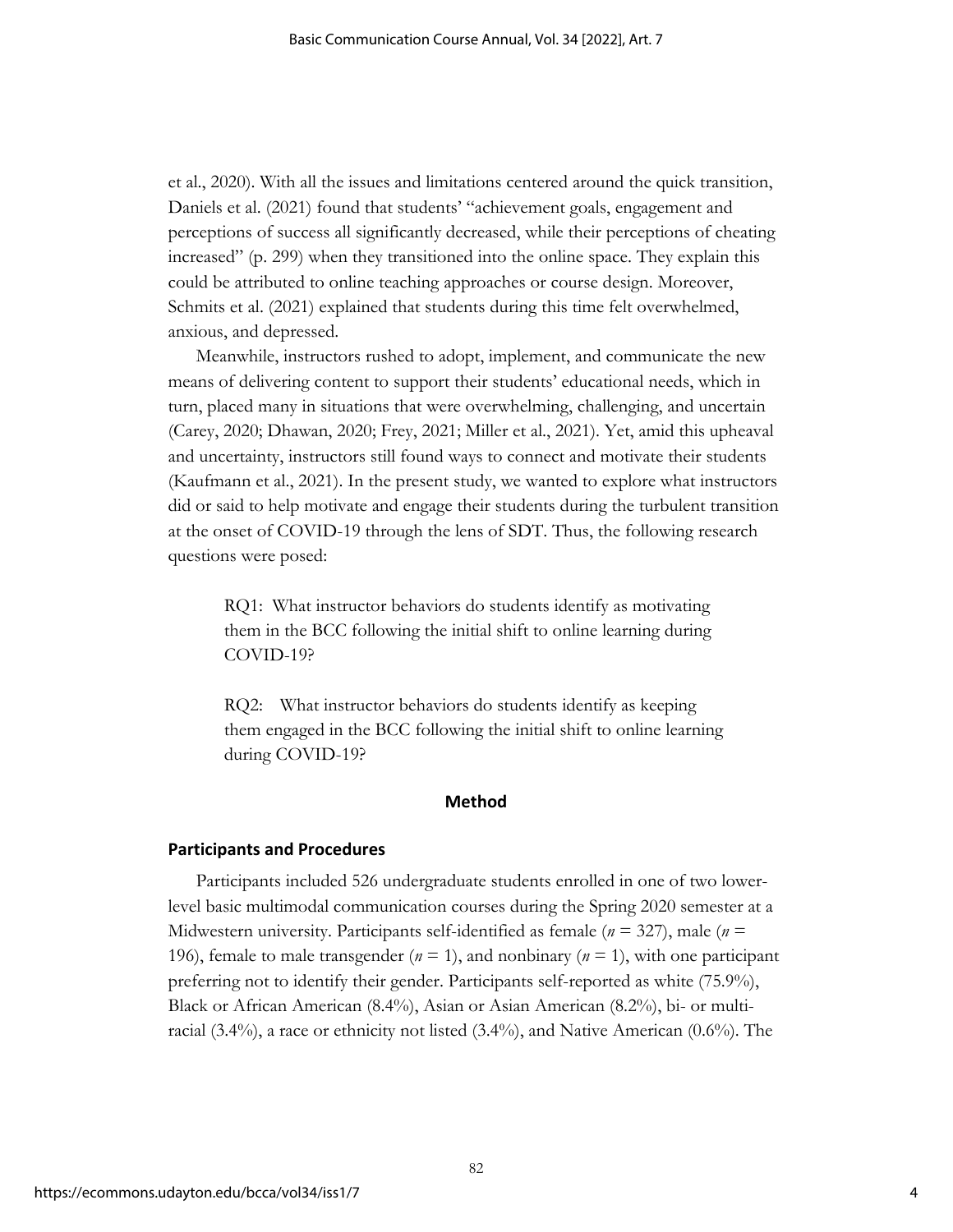et al., 2020). With all the issues and limitations centered around the quick transition, Daniels et al. (2021) found that students' "achievement goals, engagement and perceptions of success all significantly decreased, while their perceptions of cheating increased" (p. 299) when they transitioned into the online space. They explain this could be attributed to online teaching approaches or course design. Moreover, Schmits et al. (2021) explained that students during this time felt overwhelmed, anxious, and depressed.

Meanwhile, instructors rushed to adopt, implement, and communicate the new means of delivering content to support their students' educational needs, which in turn, placed many in situations that were overwhelming, challenging, and uncertain (Carey, 2020; Dhawan, 2020; Frey, 2021; Miller et al., 2021). Yet, amid this upheaval and uncertainty, instructors still found ways to connect and motivate their students (Kaufmann et al., 2021). In the present study, we wanted to explore what instructors did or said to help motivate and engage their students during the turbulent transition at the onset of COVID-19 through the lens of SDT. Thus, the following research questions were posed:

> RQ1: What instructor behaviors do students identify as motivating them in the BCC following the initial shift to online learning during COVID-19?
>
> RQ2: What instructor behaviors do students identify as keeping them engaged in the BCC following the initial shift to online learning during COVID-19?

## Method

### Participants and Procedures

Participants included 526 undergraduate students enrolled in one of two lower-level basic multimodal communication courses during the Spring 2020 semester at a Midwestern university. Participants self-identified as female (*n* = 327), male (*n* = 196), female to male transgender (*n* = 1), and nonbinary (*n* = 1), with one participant preferring not to identify their gender. Participants self-reported as white (75.9%), Black or African American (8.4%), Asian or Asian American (8.2%), bi- or multi-racial (3.4%), a race or ethnicity not listed (3.4%), and Native American (0.6%). The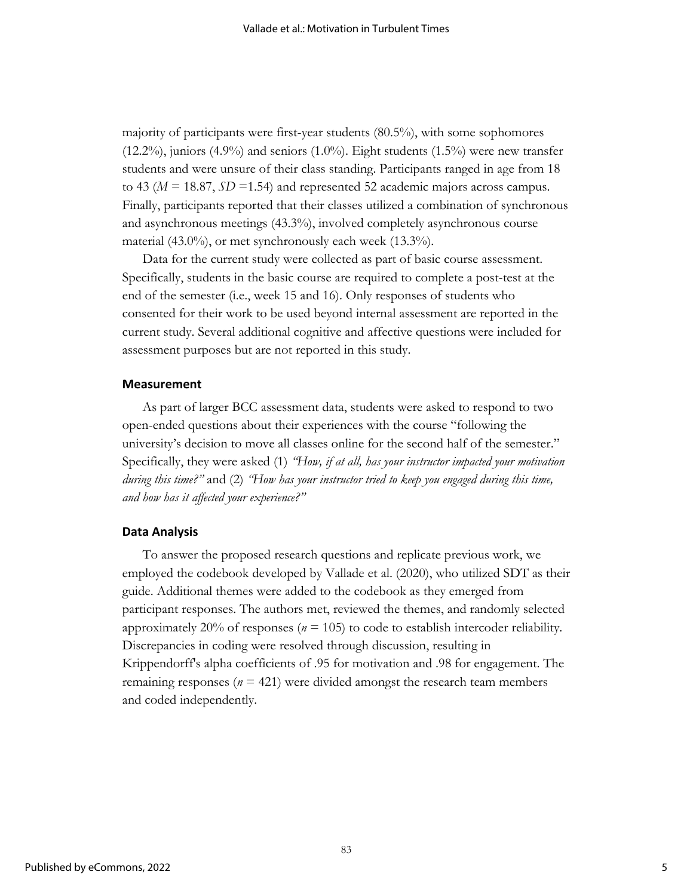majority of participants were first-year students (80.5%), with some sophomores (12.2%), juniors (4.9%) and seniors (1.0%). Eight students (1.5%) were new transfer students and were unsure of their class standing. Participants ranged in age from 18 to 43 ($M$ = 18.87, $SD$ =1.54) and represented 52 academic majors across campus. Finally, participants reported that their classes utilized a combination of synchronous and asynchronous meetings (43.3%), involved completely asynchronous course material (43.0%), or met synchronously each week (13.3%).

Data for the current study were collected as part of basic course assessment. Specifically, students in the basic course are required to complete a post-test at the end of the semester (i.e., week 15 and 16). Only responses of students who consented for their work to be used beyond internal assessment are reported in the current study. Several additional cognitive and affective questions were included for assessment purposes but are not reported in this study.

## Measurement

As part of larger BCC assessment data, students were asked to respond to two open-ended questions about their experiences with the course "following the university's decision to move all classes online for the second half of the semester." Specifically, they were asked (1) *"How, if at all, has your instructor impacted your motivation during this time?"* and (2) *"How has your instructor tried to keep you engaged during this time, and how has it affected your experience?"*

## Data Analysis

To answer the proposed research questions and replicate previous work, we employed the codebook developed by Vallade et al. (2020), who utilized SDT as their guide. Additional themes were added to the codebook as they emerged from participant responses. The authors met, reviewed the themes, and randomly selected approximately 20% of responses ($n$ = 105) to code to establish intercoder reliability. Discrepancies in coding were resolved through discussion, resulting in Krippendorff's alpha coefficients of .95 for motivation and .98 for engagement. The remaining responses ($n$ = 421) were divided amongst the research team members and coded independently.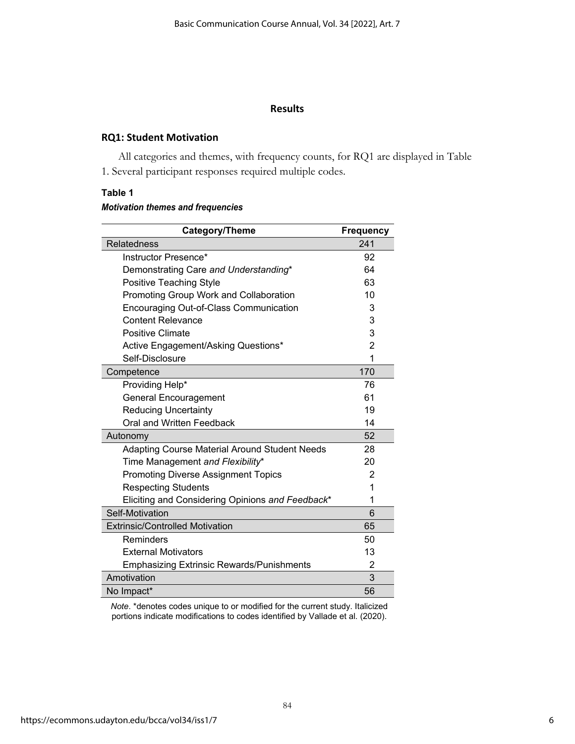## Results

### RQ1: Student Motivation

All categories and themes, with frequency counts, for RQ1 are displayed in Table 1. Several participant responses required multiple codes.

**Table 1**

***Motivation themes and frequencies***

| Category/Theme | Frequency |
|---|---|
| Relatedness | 241 |
| Instructor Presence* | 92 |
| Demonstrating Care *and Understanding** | 64 |
| Positive Teaching Style | 63 |
| Promoting Group Work and Collaboration | 10 |
| Encouraging Out-of-Class Communication | 3 |
| Content Relevance | 3 |
| Positive Climate | 3 |
| Active Engagement/Asking Questions* | 2 |
| Self-Disclosure | 1 |
| Competence | 170 |
| Providing Help* | 76 |
| General Encouragement | 61 |
| Reducing Uncertainty | 19 |
| Oral and Written Feedback | 14 |
| Autonomy | 52 |
| Adapting Course Material Around Student Needs | 28 |
| Time Management *and Flexibility** | 20 |
| Promoting Diverse Assignment Topics | 2 |
| Respecting Students | 1 |
| Eliciting and Considering Opinions *and Feedback** | 1 |
| Self-Motivation | 6 |
| Extrinsic/Controlled Motivation | 65 |
| Reminders | 50 |
| External Motivators | 13 |
| Emphasizing Extrinsic Rewards/Punishments | 2 |
| Amotivation | 3 |
| No Impact* | 56 |

*Note*. *denotes codes unique to or modified for the current study. Italicized portions indicate modifications to codes identified by Vallade et al. (2020).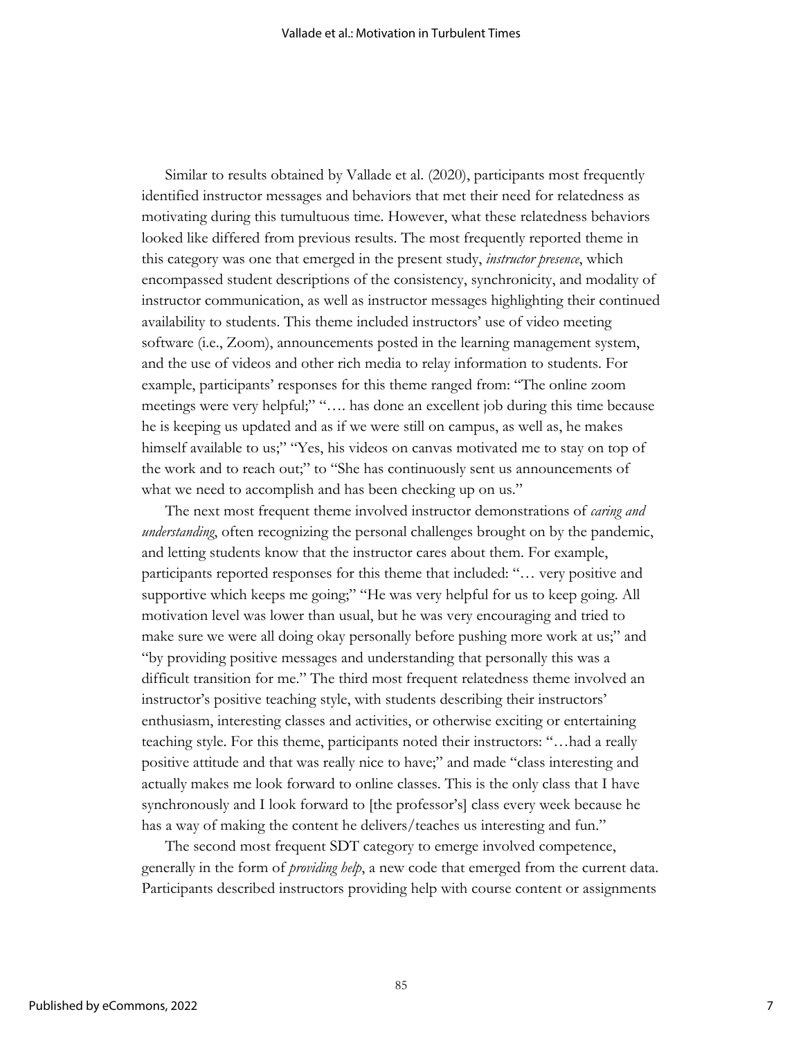Similar to results obtained by Vallade et al. (2020), participants most frequently identified instructor messages and behaviors that met their need for relatedness as motivating during this tumultuous time. However, what these relatedness behaviors looked like differed from previous results. The most frequently reported theme in this category was one that emerged in the present study, *instructor presence*, which encompassed student descriptions of the consistency, synchronicity, and modality of instructor communication, as well as instructor messages highlighting their continued availability to students. This theme included instructors' use of video meeting software (i.e., Zoom), announcements posted in the learning management system, and the use of videos and other rich media to relay information to students. For example, participants' responses for this theme ranged from: "The online zoom meetings were very helpful;" "…. has done an excellent job during this time because he is keeping us updated and as if we were still on campus, as well as, he makes himself available to us;" "Yes, his videos on canvas motivated me to stay on top of the work and to reach out;" to "She has continuously sent us announcements of what we need to accomplish and has been checking up on us."

The next most frequent theme involved instructor demonstrations of *caring and understanding*, often recognizing the personal challenges brought on by the pandemic, and letting students know that the instructor cares about them. For example, participants reported responses for this theme that included: "… very positive and supportive which keeps me going;" "He was very helpful for us to keep going. All motivation level was lower than usual, but he was very encouraging and tried to make sure we were all doing okay personally before pushing more work at us;" and "by providing positive messages and understanding that personally this was a difficult transition for me." The third most frequent relatedness theme involved an instructor's positive teaching style, with students describing their instructors' enthusiasm, interesting classes and activities, or otherwise exciting or entertaining teaching style. For this theme, participants noted their instructors: "…had a really positive attitude and that was really nice to have;" and made "class interesting and actually makes me look forward to online classes. This is the only class that I have synchronously and I look forward to [the professor's] class every week because he has a way of making the content he delivers/teaches us interesting and fun."

The second most frequent SDT category to emerge involved competence, generally in the form of *providing help*, a new code that emerged from the current data. Participants described instructors providing help with course content or assignments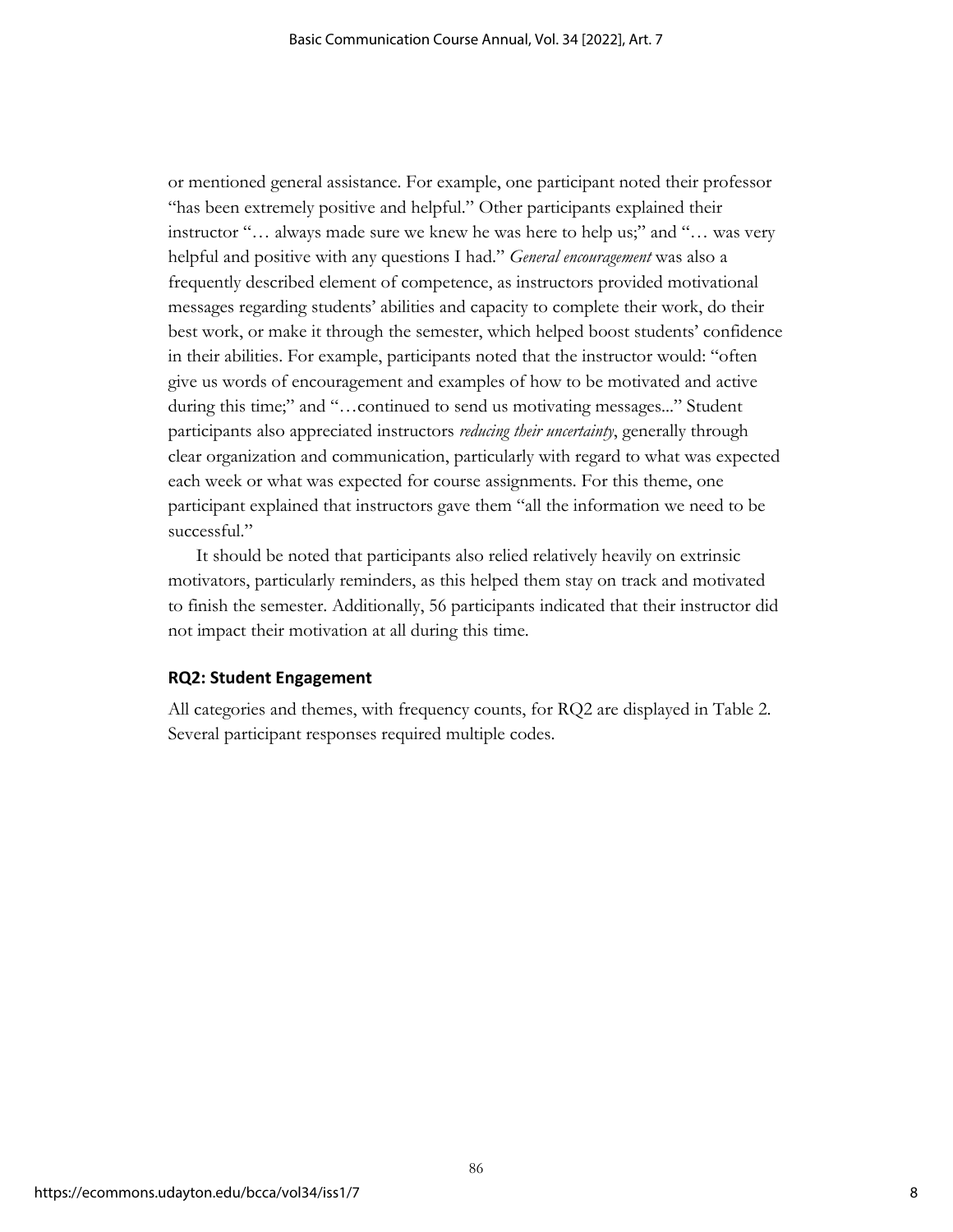or mentioned general assistance. For example, one participant noted their professor "has been extremely positive and helpful." Other participants explained their instructor "… always made sure we knew he was here to help us;" and "… was very helpful and positive with any questions I had." *General encouragement* was also a frequently described element of competence, as instructors provided motivational messages regarding students' abilities and capacity to complete their work, do their best work, or make it through the semester, which helped boost students' confidence in their abilities. For example, participants noted that the instructor would: "often give us words of encouragement and examples of how to be motivated and active during this time;" and "…continued to send us motivating messages..." Student participants also appreciated instructors *reducing their uncertainty*, generally through clear organization and communication, particularly with regard to what was expected each week or what was expected for course assignments. For this theme, one participant explained that instructors gave them "all the information we need to be successful."

It should be noted that participants also relied relatively heavily on extrinsic motivators, particularly reminders, as this helped them stay on track and motivated to finish the semester. Additionally, 56 participants indicated that their instructor did not impact their motivation at all during this time.

### RQ2: Student Engagement

All categories and themes, with frequency counts, for RQ2 are displayed in Table 2. Several participant responses required multiple codes.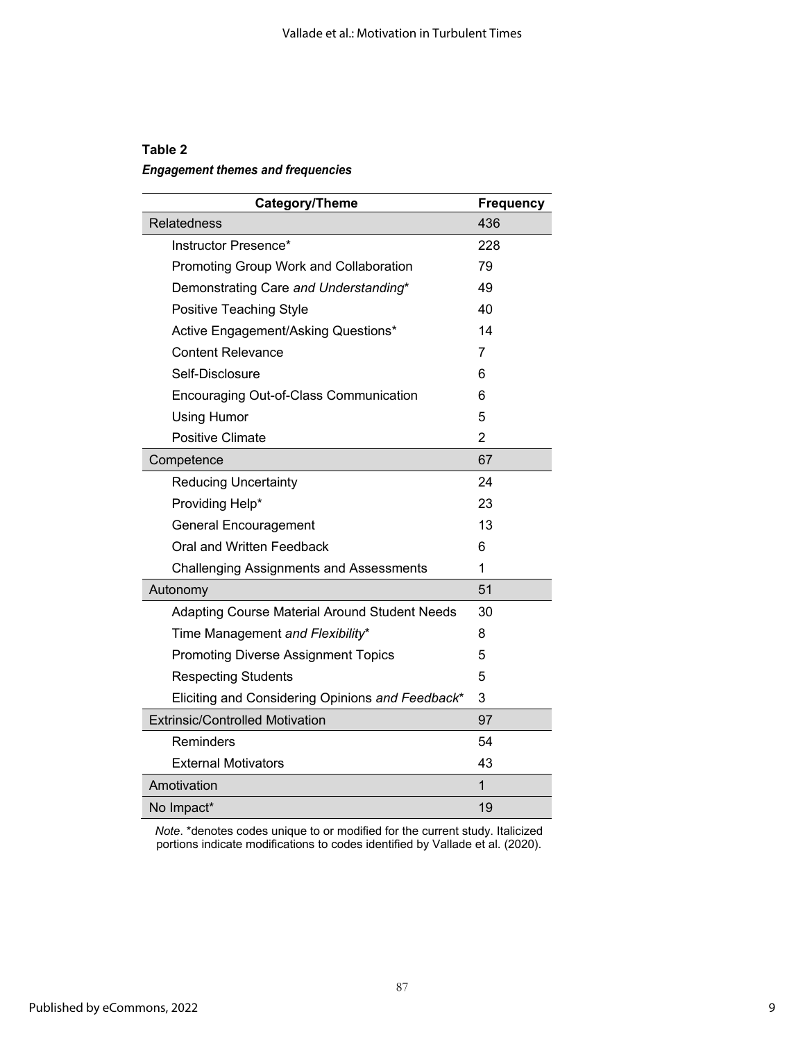**Table 2**

***Engagement themes and frequencies***

| Category/Theme | Frequency |
|---|---|
| Relatedness | 436 |
| Instructor Presence* | 228 |
| Promoting Group Work and Collaboration | 79 |
| Demonstrating Care *and Understanding** | 49 |
| Positive Teaching Style | 40 |
| Active Engagement/Asking Questions* | 14 |
| Content Relevance | 7 |
| Self-Disclosure | 6 |
| Encouraging Out-of-Class Communication | 6 |
| Using Humor | 5 |
| Positive Climate | 2 |
| Competence | 67 |
| Reducing Uncertainty | 24 |
| Providing Help* | 23 |
| General Encouragement | 13 |
| Oral and Written Feedback | 6 |
| Challenging Assignments and Assessments | 1 |
| Autonomy | 51 |
| Adapting Course Material Around Student Needs | 30 |
| Time Management *and Flexibility** | 8 |
| Promoting Diverse Assignment Topics | 5 |
| Respecting Students | 5 |
| Eliciting and Considering Opinions *and Feedback** | 3 |
| Extrinsic/Controlled Motivation | 97 |
| Reminders | 54 |
| External Motivators | 43 |
| Amotivation | 1 |
| No Impact* | 19 |

*Note*. *denotes codes unique to or modified for the current study. Italicized portions indicate modifications to codes identified by Vallade et al. (2020).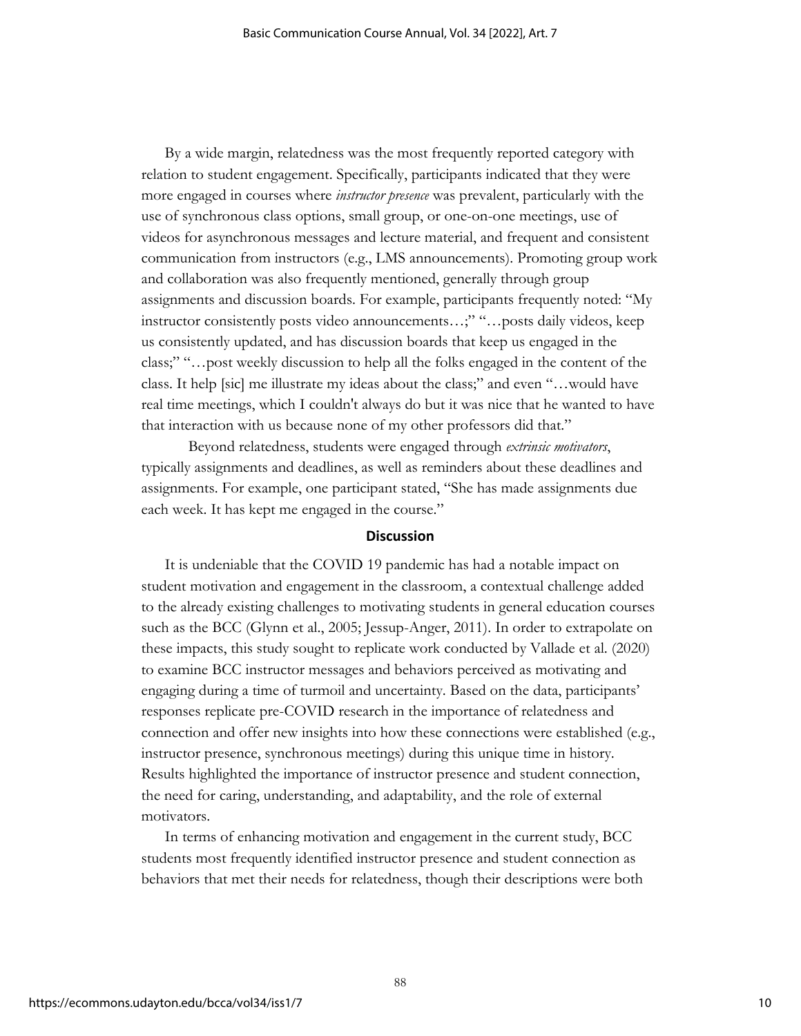By a wide margin, relatedness was the most frequently reported category with relation to student engagement. Specifically, participants indicated that they were more engaged in courses where *instructor presence* was prevalent, particularly with the use of synchronous class options, small group, or one-on-one meetings, use of videos for asynchronous messages and lecture material, and frequent and consistent communication from instructors (e.g., LMS announcements). Promoting group work and collaboration was also frequently mentioned, generally through group assignments and discussion boards. For example, participants frequently noted: "My instructor consistently posts video announcements…;" "…posts daily videos, keep us consistently updated, and has discussion boards that keep us engaged in the class;" "…post weekly discussion to help all the folks engaged in the content of the class. It help [sic] me illustrate my ideas about the class;" and even "…would have real time meetings, which I couldn't always do but it was nice that he wanted to have that interaction with us because none of my other professors did that."

Beyond relatedness, students were engaged through *extrinsic motivators*, typically assignments and deadlines, as well as reminders about these deadlines and assignments. For example, one participant stated, "She has made assignments due each week. It has kept me engaged in the course."

## Discussion

It is undeniable that the COVID 19 pandemic has had a notable impact on student motivation and engagement in the classroom, a contextual challenge added to the already existing challenges to motivating students in general education courses such as the BCC (Glynn et al., 2005; Jessup-Anger, 2011). In order to extrapolate on these impacts, this study sought to replicate work conducted by Vallade et al. (2020) to examine BCC instructor messages and behaviors perceived as motivating and engaging during a time of turmoil and uncertainty. Based on the data, participants' responses replicate pre-COVID research in the importance of relatedness and connection and offer new insights into how these connections were established (e.g., instructor presence, synchronous meetings) during this unique time in history. Results highlighted the importance of instructor presence and student connection, the need for caring, understanding, and adaptability, and the role of external motivators.

In terms of enhancing motivation and engagement in the current study, BCC students most frequently identified instructor presence and student connection as behaviors that met their needs for relatedness, though their descriptions were both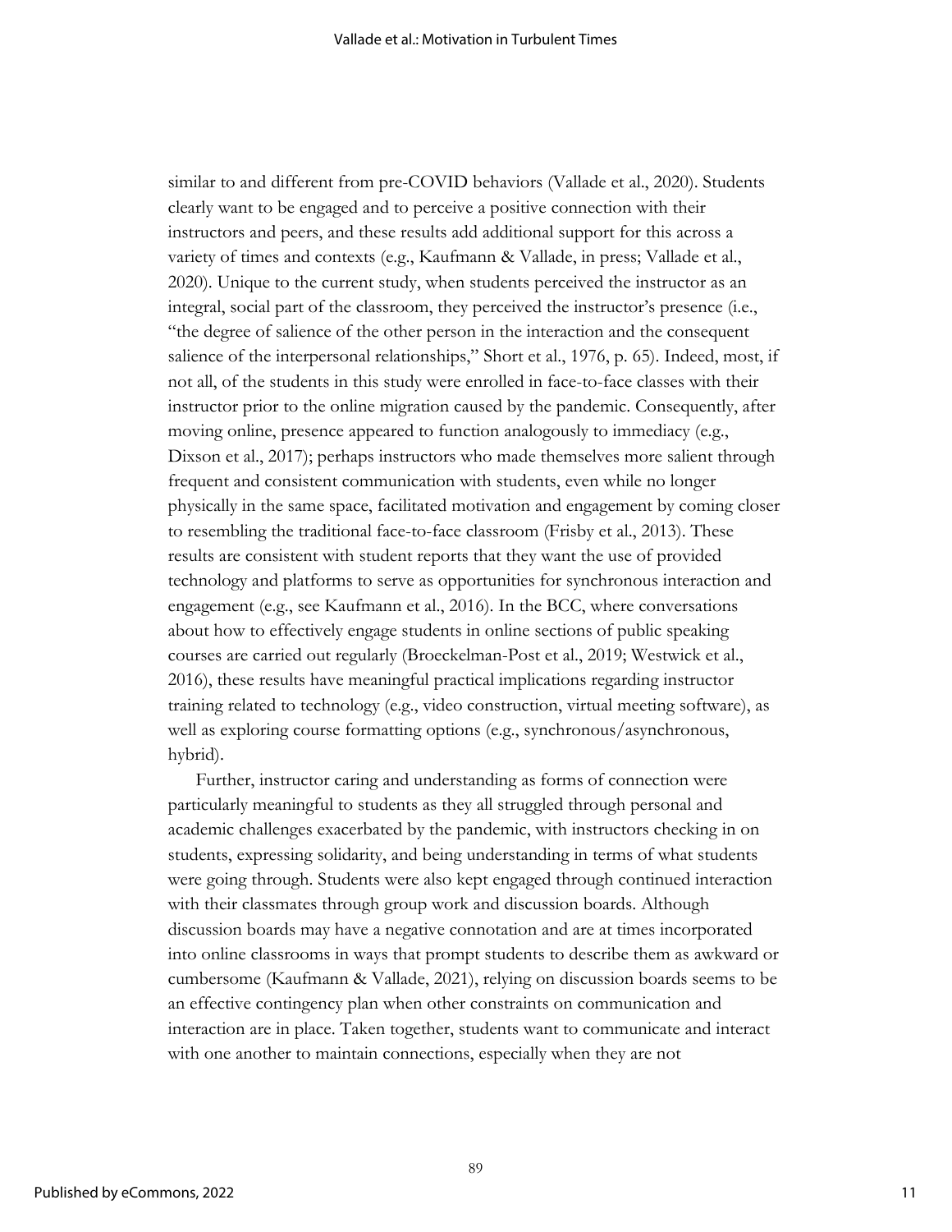similar to and different from pre-COVID behaviors (Vallade et al., 2020). Students clearly want to be engaged and to perceive a positive connection with their instructors and peers, and these results add additional support for this across a variety of times and contexts (e.g., Kaufmann & Vallade, in press; Vallade et al., 2020). Unique to the current study, when students perceived the instructor as an integral, social part of the classroom, they perceived the instructor's presence (i.e., "the degree of salience of the other person in the interaction and the consequent salience of the interpersonal relationships," Short et al., 1976, p. 65). Indeed, most, if not all, of the students in this study were enrolled in face-to-face classes with their instructor prior to the online migration caused by the pandemic. Consequently, after moving online, presence appeared to function analogously to immediacy (e.g., Dixson et al., 2017); perhaps instructors who made themselves more salient through frequent and consistent communication with students, even while no longer physically in the same space, facilitated motivation and engagement by coming closer to resembling the traditional face-to-face classroom (Frisby et al., 2013). These results are consistent with student reports that they want the use of provided technology and platforms to serve as opportunities for synchronous interaction and engagement (e.g., see Kaufmann et al., 2016). In the BCC, where conversations about how to effectively engage students in online sections of public speaking courses are carried out regularly (Broeckelman-Post et al., 2019; Westwick et al., 2016), these results have meaningful practical implications regarding instructor training related to technology (e.g., video construction, virtual meeting software), as well as exploring course formatting options (e.g., synchronous/asynchronous, hybrid).

Further, instructor caring and understanding as forms of connection were particularly meaningful to students as they all struggled through personal and academic challenges exacerbated by the pandemic, with instructors checking in on students, expressing solidarity, and being understanding in terms of what students were going through. Students were also kept engaged through continued interaction with their classmates through group work and discussion boards. Although discussion boards may have a negative connotation and are at times incorporated into online classrooms in ways that prompt students to describe them as awkward or cumbersome (Kaufmann & Vallade, 2021), relying on discussion boards seems to be an effective contingency plan when other constraints on communication and interaction are in place. Taken together, students want to communicate and interact with one another to maintain connections, especially when they are not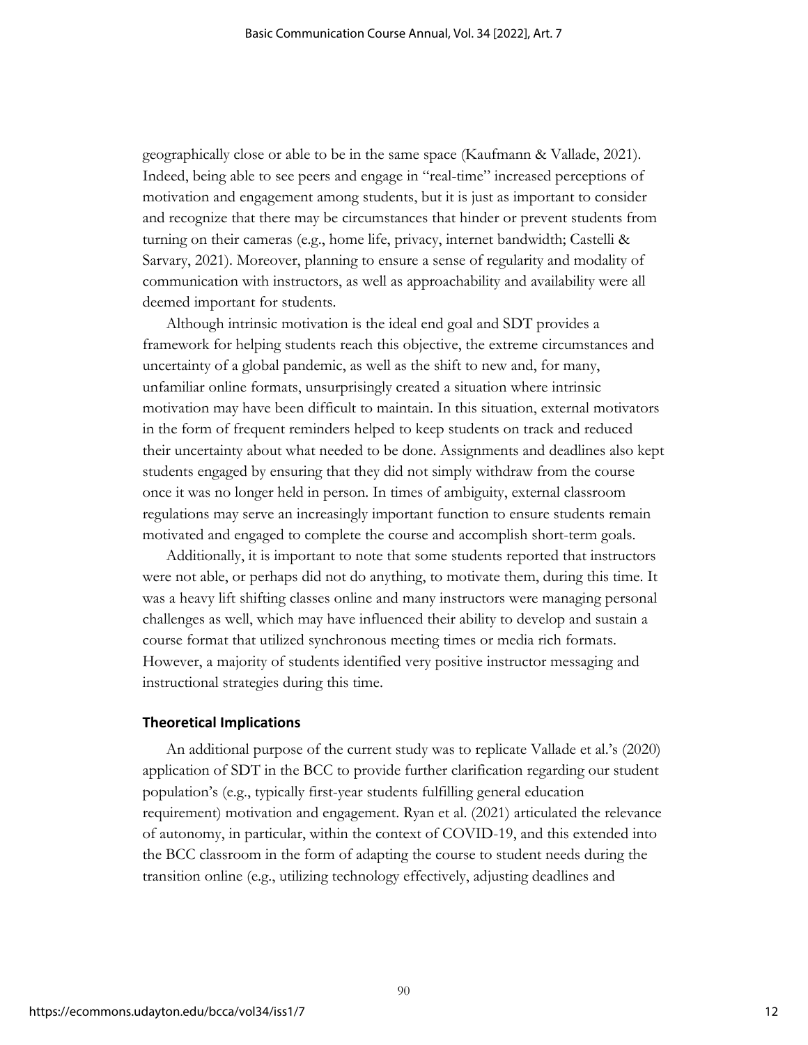geographically close or able to be in the same space (Kaufmann & Vallade, 2021). Indeed, being able to see peers and engage in "real-time" increased perceptions of motivation and engagement among students, but it is just as important to consider and recognize that there may be circumstances that hinder or prevent students from turning on their cameras (e.g., home life, privacy, internet bandwidth; Castelli & Sarvary, 2021). Moreover, planning to ensure a sense of regularity and modality of communication with instructors, as well as approachability and availability were all deemed important for students.

Although intrinsic motivation is the ideal end goal and SDT provides a framework for helping students reach this objective, the extreme circumstances and uncertainty of a global pandemic, as well as the shift to new and, for many, unfamiliar online formats, unsurprisingly created a situation where intrinsic motivation may have been difficult to maintain. In this situation, external motivators in the form of frequent reminders helped to keep students on track and reduced their uncertainty about what needed to be done. Assignments and deadlines also kept students engaged by ensuring that they did not simply withdraw from the course once it was no longer held in person. In times of ambiguity, external classroom regulations may serve an increasingly important function to ensure students remain motivated and engaged to complete the course and accomplish short-term goals.

Additionally, it is important to note that some students reported that instructors were not able, or perhaps did not do anything, to motivate them, during this time. It was a heavy lift shifting classes online and many instructors were managing personal challenges as well, which may have influenced their ability to develop and sustain a course format that utilized synchronous meeting times or media rich formats. However, a majority of students identified very positive instructor messaging and instructional strategies during this time.

### Theoretical Implications

An additional purpose of the current study was to replicate Vallade et al.'s (2020) application of SDT in the BCC to provide further clarification regarding our student population's (e.g., typically first-year students fulfilling general education requirement) motivation and engagement. Ryan et al. (2021) articulated the relevance of autonomy, in particular, within the context of COVID-19, and this extended into the BCC classroom in the form of adapting the course to student needs during the transition online (e.g., utilizing technology effectively, adjusting deadlines and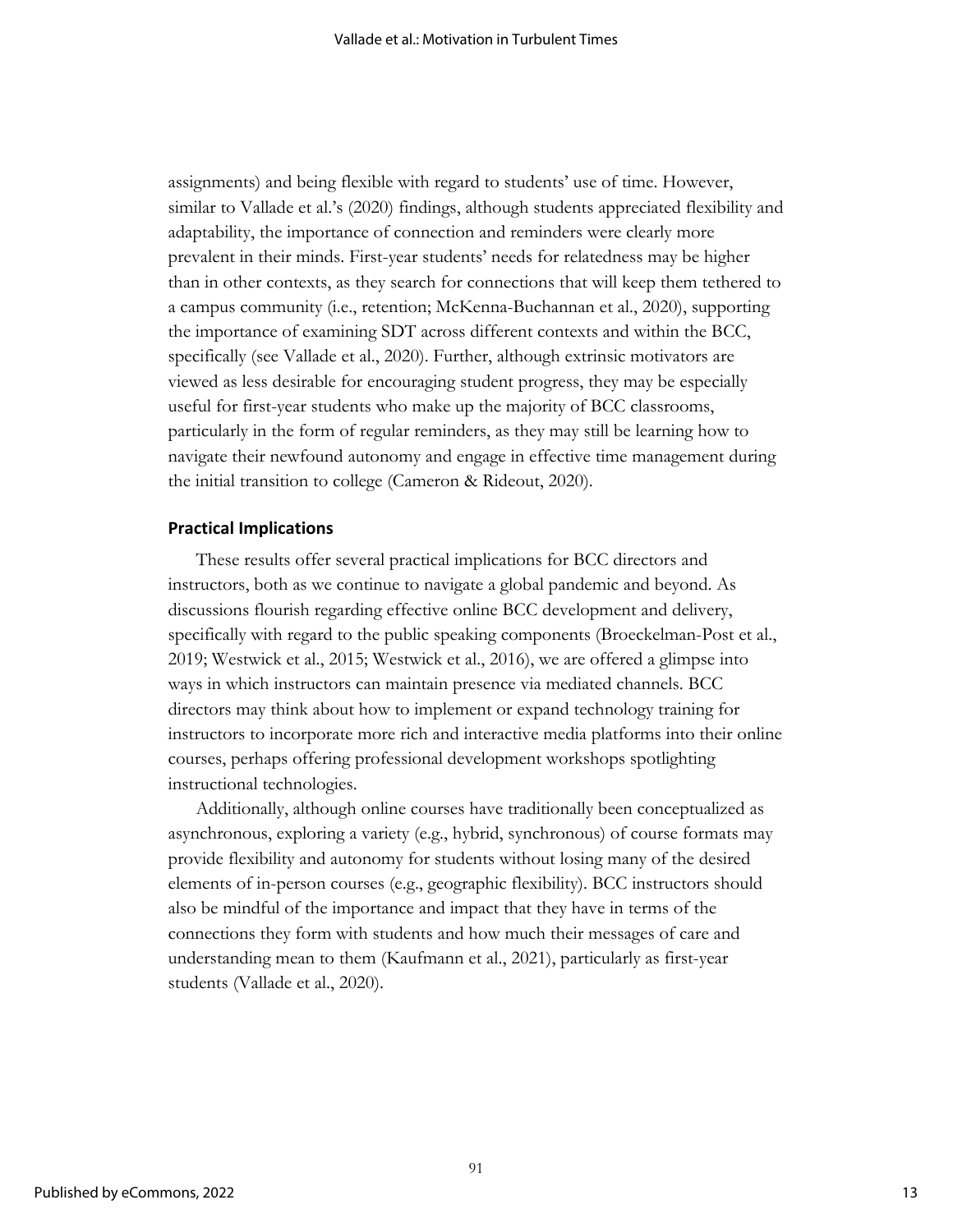assignments) and being flexible with regard to students' use of time. However, similar to Vallade et al.'s (2020) findings, although students appreciated flexibility and adaptability, the importance of connection and reminders were clearly more prevalent in their minds. First-year students' needs for relatedness may be higher than in other contexts, as they search for connections that will keep them tethered to a campus community (i.e., retention; McKenna-Buchannan et al., 2020), supporting the importance of examining SDT across different contexts and within the BCC, specifically (see Vallade et al., 2020). Further, although extrinsic motivators are viewed as less desirable for encouraging student progress, they may be especially useful for first-year students who make up the majority of BCC classrooms, particularly in the form of regular reminders, as they may still be learning how to navigate their newfound autonomy and engage in effective time management during the initial transition to college (Cameron & Rideout, 2020).

### Practical Implications

These results offer several practical implications for BCC directors and instructors, both as we continue to navigate a global pandemic and beyond. As discussions flourish regarding effective online BCC development and delivery, specifically with regard to the public speaking components (Broeckelman-Post et al., 2019; Westwick et al., 2015; Westwick et al., 2016), we are offered a glimpse into ways in which instructors can maintain presence via mediated channels. BCC directors may think about how to implement or expand technology training for instructors to incorporate more rich and interactive media platforms into their online courses, perhaps offering professional development workshops spotlighting instructional technologies.

Additionally, although online courses have traditionally been conceptualized as asynchronous, exploring a variety (e.g., hybrid, synchronous) of course formats may provide flexibility and autonomy for students without losing many of the desired elements of in-person courses (e.g., geographic flexibility). BCC instructors should also be mindful of the importance and impact that they have in terms of the connections they form with students and how much their messages of care and understanding mean to them (Kaufmann et al., 2021), particularly as first-year students (Vallade et al., 2020).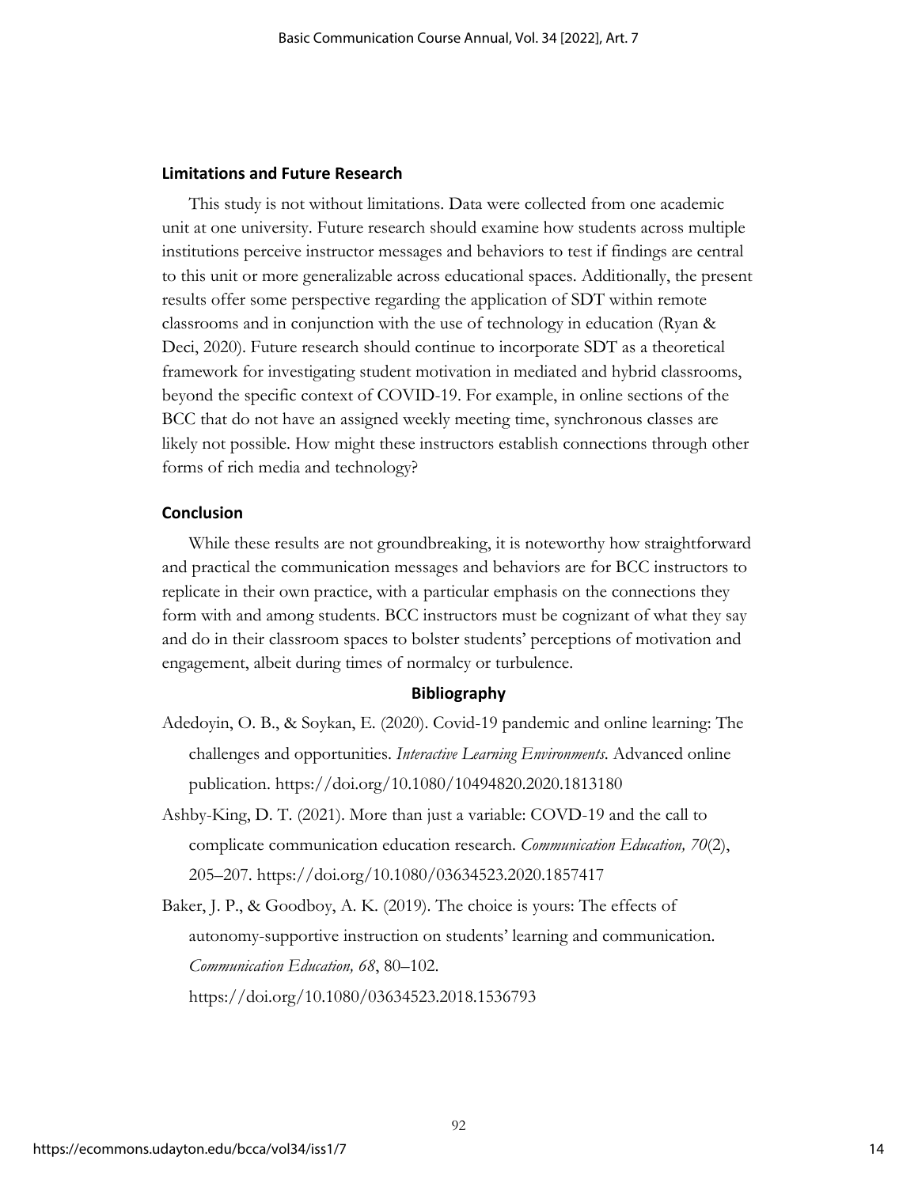## Limitations and Future Research

This study is not without limitations. Data were collected from one academic unit at one university. Future research should examine how students across multiple institutions perceive instructor messages and behaviors to test if findings are central to this unit or more generalizable across educational spaces. Additionally, the present results offer some perspective regarding the application of SDT within remote classrooms and in conjunction with the use of technology in education (Ryan & Deci, 2020). Future research should continue to incorporate SDT as a theoretical framework for investigating student motivation in mediated and hybrid classrooms, beyond the specific context of COVID-19. For example, in online sections of the BCC that do not have an assigned weekly meeting time, synchronous classes are likely not possible. How might these instructors establish connections through other forms of rich media and technology?

## Conclusion

While these results are not groundbreaking, it is noteworthy how straightforward and practical the communication messages and behaviors are for BCC instructors to replicate in their own practice, with a particular emphasis on the connections they form with and among students. BCC instructors must be cognizant of what they say and do in their classroom spaces to bolster students' perceptions of motivation and engagement, albeit during times of normalcy or turbulence.

## Bibliography

Adedoyin, O. B., & Soykan, E. (2020). Covid-19 pandemic and online learning: The challenges and opportunities. *Interactive Learning Environments.* Advanced online publication. https://doi.org/10.1080/10494820.2020.1813180

Ashby-King, D. T. (2021). More than just a variable: COVD-19 and the call to complicate communication education research. *Communication Education, 70*(2), 205–207. https://doi.org/10.1080/03634523.2020.1857417

Baker, J. P., & Goodboy, A. K. (2019). The choice is yours: The effects of autonomy-supportive instruction on students' learning and communication. *Communication Education, 68*, 80–102. https://doi.org/10.1080/03634523.2018.1536793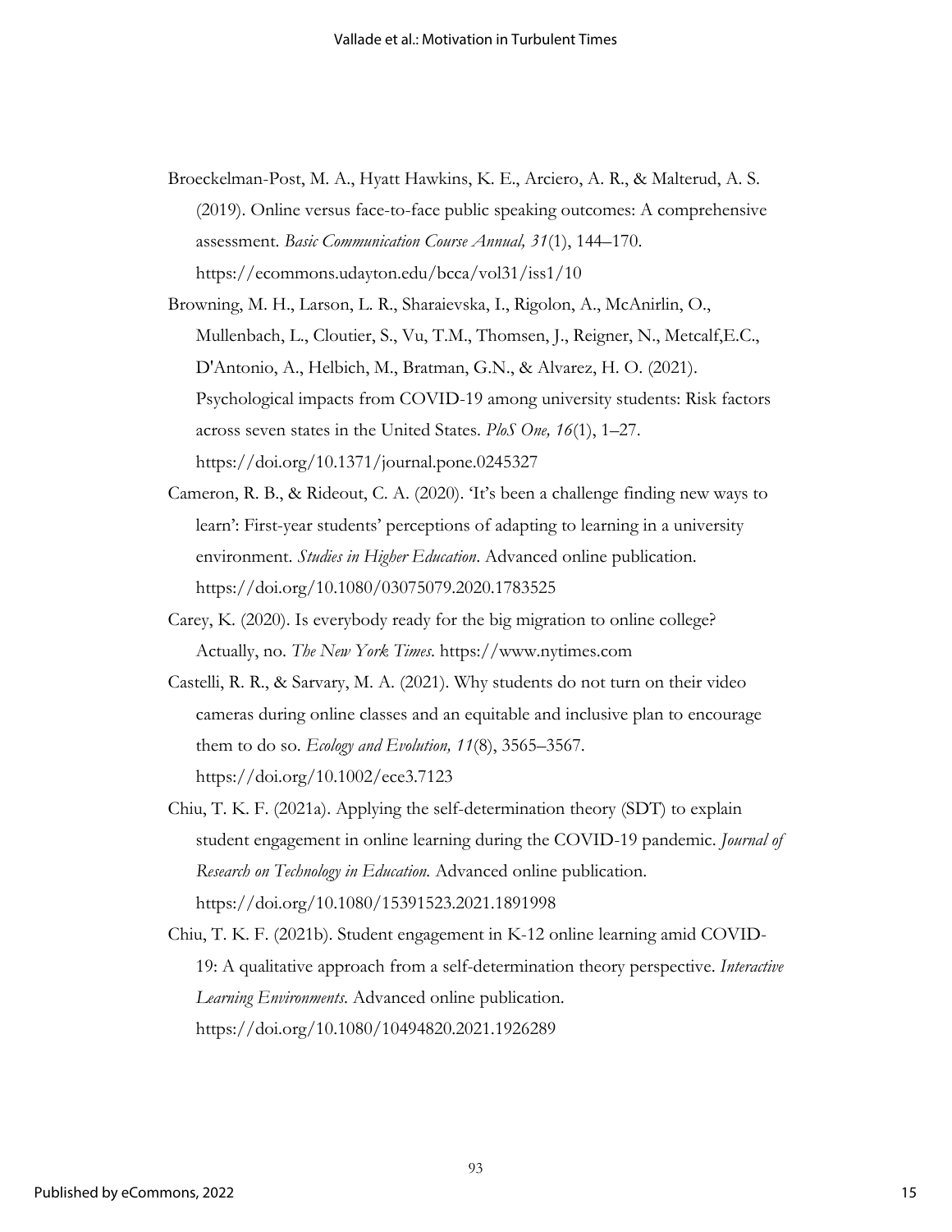Broeckelman-Post, M. A., Hyatt Hawkins, K. E., Arciero, A. R., & Malterud, A. S. (2019). Online versus face-to-face public speaking outcomes: A comprehensive assessment. *Basic Communication Course Annual, 31*(1), 144–170. https://ecommons.udayton.edu/bcca/vol31/iss1/10

Browning, M. H., Larson, L. R., Sharaievska, I., Rigolon, A., McAnirlin, O., Mullenbach, L., Cloutier, S., Vu, T.M., Thomsen, J., Reigner, N., Metcalf,E.C., D'Antonio, A., Helbich, M., Bratman, G.N., & Alvarez, H. O. (2021). Psychological impacts from COVID-19 among university students: Risk factors across seven states in the United States. *PloS One, 16*(1), 1–27. https://doi.org/10.1371/journal.pone.0245327

Cameron, R. B., & Rideout, C. A. (2020). 'It's been a challenge finding new ways to learn': First-year students' perceptions of adapting to learning in a university environment. *Studies in Higher Education*. Advanced online publication. https://doi.org/10.1080/03075079.2020.1783525

Carey, K. (2020). Is everybody ready for the big migration to online college? Actually, no. *The New York Times*. https://www.nytimes.com

Castelli, R. R., & Sarvary, M. A. (2021). Why students do not turn on their video cameras during online classes and an equitable and inclusive plan to encourage them to do so. *Ecology and Evolution, 11*(8), 3565–3567. https://doi.org/10.1002/ece3.7123

Chiu, T. K. F. (2021a). Applying the self-determination theory (SDT) to explain student engagement in online learning during the COVID-19 pandemic. *Journal of Research on Technology in Education.* Advanced online publication. https://doi.org/10.1080/15391523.2021.1891998

Chiu, T. K. F. (2021b). Student engagement in K-12 online learning amid COVID-19: A qualitative approach from a self-determination theory perspective. *Interactive Learning Environments*. Advanced online publication. https://doi.org/10.1080/10494820.2021.1926289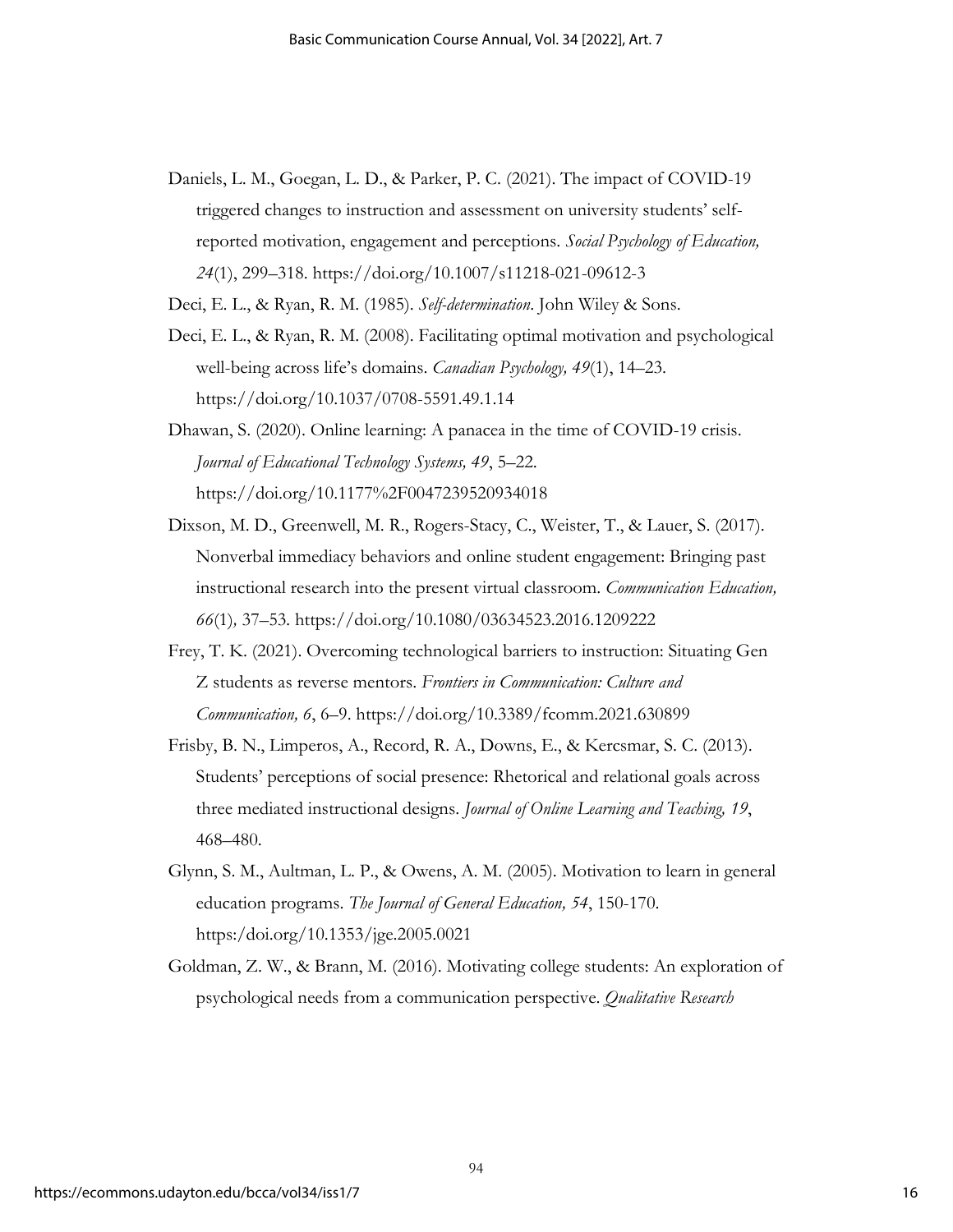Daniels, L. M., Goegan, L. D., & Parker, P. C. (2021). The impact of COVID-19 triggered changes to instruction and assessment on university students' self-reported motivation, engagement and perceptions. *Social Psychology of Education, 24*(1), 299–318. https://doi.org/10.1007/s11218-021-09612-3

Deci, E. L., & Ryan, R. M. (1985). *Self-determination*. John Wiley & Sons.

Deci, E. L., & Ryan, R. M. (2008). Facilitating optimal motivation and psychological well-being across life's domains. *Canadian Psychology, 49*(1), 14–23. https://doi.org/10.1037/0708-5591.49.1.14

Dhawan, S. (2020). Online learning: A panacea in the time of COVID-19 crisis. *Journal of Educational Technology Systems, 49*, 5–22. https://doi.org/10.1177%2F0047239520934018

Dixson, M. D., Greenwell, M. R., Rogers-Stacy, C., Weister, T., & Lauer, S. (2017). Nonverbal immediacy behaviors and online student engagement: Bringing past instructional research into the present virtual classroom. *Communication Education, 66*(1)*,* 37–53. https://doi.org/10.1080/03634523.2016.1209222

Frey, T. K. (2021). Overcoming technological barriers to instruction: Situating Gen Z students as reverse mentors. *Frontiers in Communication: Culture and Communication, 6*, 6–9. https://doi.org/10.3389/fcomm.2021.630899

Frisby, B. N., Limperos, A., Record, R. A., Downs, E., & Kercsmar, S. C. (2013). Students' perceptions of social presence: Rhetorical and relational goals across three mediated instructional designs. *Journal of Online Learning and Teaching, 19*, 468–480.

Glynn, S. M., Aultman, L. P., & Owens, A. M. (2005). Motivation to learn in general education programs. *The Journal of General Education, 54*, 150-170. https:/doi.org/10.1353/jge.2005.0021

Goldman, Z. W., & Brann, M. (2016). Motivating college students: An exploration of psychological needs from a communication perspective. *Qualitative Research*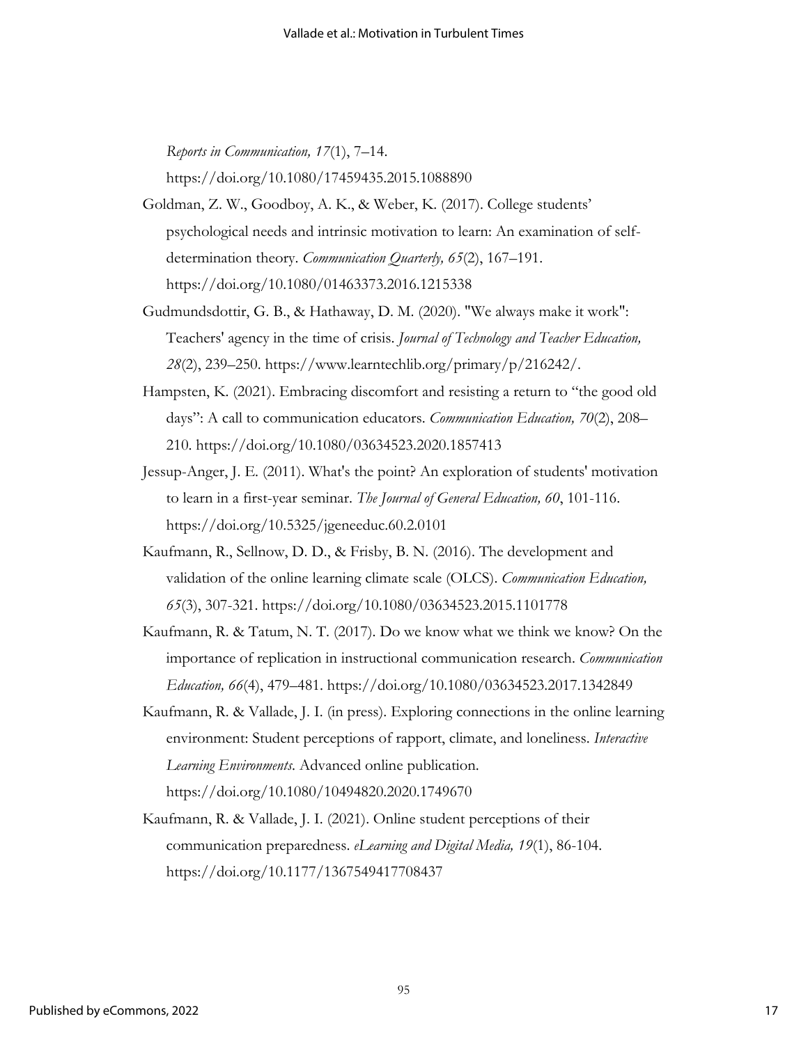*Reports in Communication, 17*(1), 7–14. https://doi.org/10.1080/17459435.2015.1088890

Goldman, Z. W., Goodboy, A. K., & Weber, K. (2017). College students' psychological needs and intrinsic motivation to learn: An examination of self-determination theory. *Communication Quarterly, 65*(2), 167–191. https://doi.org/10.1080/01463373.2016.1215338

Gudmundsdottir, G. B., & Hathaway, D. M. (2020). "We always make it work": Teachers' agency in the time of crisis. *Journal of Technology and Teacher Education, 28*(2), 239–250. https://www.learntechlib.org/primary/p/216242/.

Hampsten, K. (2021). Embracing discomfort and resisting a return to "the good old days": A call to communication educators. *Communication Education, 70*(2), 208–210. https://doi.org/10.1080/03634523.2020.1857413

Jessup-Anger, J. E. (2011). What's the point? An exploration of students' motivation to learn in a first-year seminar. *The Journal of General Education, 60*, 101-116. https://doi.org/10.5325/jgeneeduc.60.2.0101

Kaufmann, R., Sellnow, D. D., & Frisby, B. N. (2016). The development and validation of the online learning climate scale (OLCS). *Communication Education, 65*(3), 307-321. https://doi.org/10.1080/03634523.2015.1101778

Kaufmann, R. & Tatum, N. T. (2017). Do we know what we think we know? On the importance of replication in instructional communication research. *Communication Education, 66*(4), 479–481. https://doi.org/10.1080/03634523.2017.1342849

Kaufmann, R. & Vallade, J. I. (in press). Exploring connections in the online learning environment: Student perceptions of rapport, climate, and loneliness. *Interactive Learning Environments.* Advanced online publication. https://doi.org/10.1080/10494820.2020.1749670

Kaufmann, R. & Vallade, J. I. (2021). Online student perceptions of their communication preparedness. *eLearning and Digital Media, 19*(1), 86-104. https://doi.org/10.1177/1367549417708437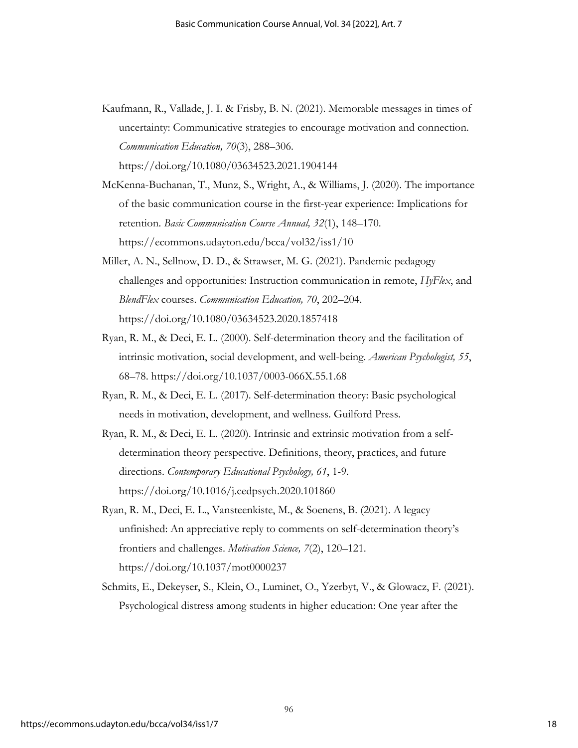Kaufmann, R., Vallade, J. I. & Frisby, B. N. (2021). Memorable messages in times of uncertainty: Communicative strategies to encourage motivation and connection. *Communication Education, 70*(3), 288–306. https://doi.org/10.1080/03634523.2021.1904144

McKenna-Buchanan, T., Munz, S., Wright, A., & Williams, J. (2020). The importance of the basic communication course in the first-year experience: Implications for retention. *Basic Communication Course Annual, 32*(1), 148–170. https://ecommons.udayton.edu/bcca/vol32/iss1/10

Miller, A. N., Sellnow, D. D., & Strawser, M. G. (2021). Pandemic pedagogy challenges and opportunities: Instruction communication in remote, *HyFlex*, and *BlendFlex* courses. *Communication Education, 70*, 202–204. https://doi.org/10.1080/03634523.2020.1857418

Ryan, R. M., & Deci, E. L. (2000). Self-determination theory and the facilitation of intrinsic motivation, social development, and well-being. *American Psychologist, 55*, 68–78. https://doi.org/10.1037/0003-066X.55.1.68

Ryan, R. M., & Deci, E. L. (2017). Self-determination theory: Basic psychological needs in motivation, development, and wellness. Guilford Press.

Ryan, R. M., & Deci, E. L. (2020). Intrinsic and extrinsic motivation from a self-determination theory perspective. Definitions, theory, practices, and future directions. *Contemporary Educational Psychology, 61*, 1-9. https://doi.org/10.1016/j.cedpsych.2020.101860

Ryan, R. M., Deci, E. L., Vansteenkiste, M., & Soenens, B. (2021). A legacy unfinished: An appreciative reply to comments on self-determination theory's frontiers and challenges. *Motivation Science, 7*(2), 120–121. https://doi.org/10.1037/mot0000237

Schmits, E., Dekeyser, S., Klein, O., Luminet, O., Yzerbyt, V., & Glowacz, F. (2021). Psychological distress among students in higher education: One year after the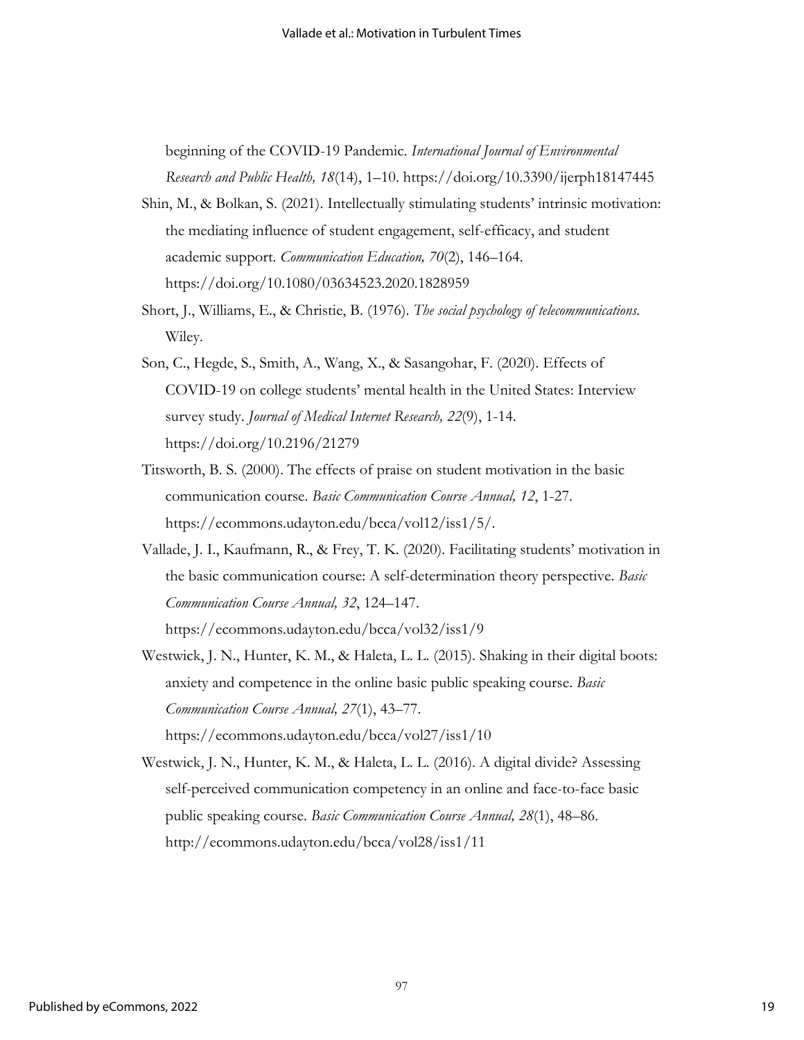beginning of the COVID-19 Pandemic. *International Journal of Environmental Research and Public Health, 18*(14), 1–10. https://doi.org/10.3390/ijerph18147445

Shin, M., & Bolkan, S. (2021). Intellectually stimulating students' intrinsic motivation: the mediating influence of student engagement, self-efficacy, and student academic support. *Communication Education, 70*(2), 146–164. https://doi.org/10.1080/03634523.2020.1828959

Short, J., Williams, E., & Christie, B. (1976). *The social psychology of telecommunications.* Wiley.

Son, C., Hegde, S., Smith, A., Wang, X., & Sasangohar, F. (2020). Effects of COVID-19 on college students' mental health in the United States: Interview survey study. *Journal of Medical Internet Research, 22*(9), 1-14. https://doi.org/10.2196/21279

Titsworth, B. S. (2000). The effects of praise on student motivation in the basic communication course. *Basic Communication Course Annual, 12*, 1-27. https://ecommons.udayton.edu/bcca/vol12/iss1/5/.

Vallade, J. I., Kaufmann, R., & Frey, T. K. (2020). Facilitating students' motivation in the basic communication course: A self-determination theory perspective. *Basic Communication Course Annual, 32*, 124–147. https://ecommons.udayton.edu/bcca/vol32/iss1/9

Westwick, J. N., Hunter, K. M., & Haleta, L. L. (2015). Shaking in their digital boots: anxiety and competence in the online basic public speaking course. *Basic Communication Course Annual, 27*(1), 43–77. https://ecommons.udayton.edu/bcca/vol27/iss1/10

Westwick, J. N., Hunter, K. M., & Haleta, L. L. (2016). A digital divide? Assessing self-perceived communication competency in an online and face-to-face basic public speaking course. *Basic Communication Course Annual, 28*(1), 48–86. http://ecommons.udayton.edu/bcca/vol28/iss1/11